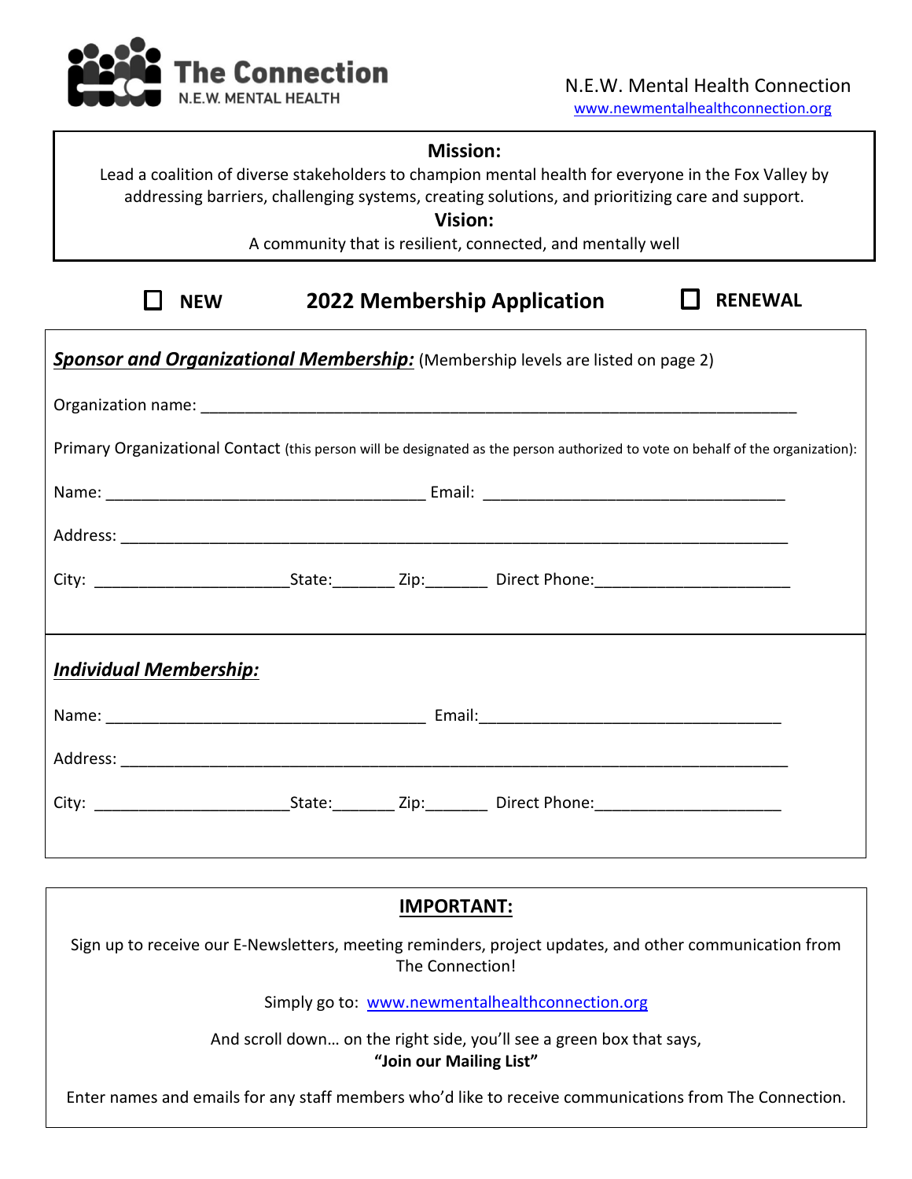The Connection
N.E.W. MENTAL HEALTH

N.E.W. Mental Health Connection
www.newmentalhealthconnection.org

**Mission:**

Lead a coalition of diverse stakeholders to champion mental health for everyone in the Fox Valley by addressing barriers, challenging systems, creating solutions, and prioritizing care and support.

**Vision:**

A community that is resilient, connected, and mentally well

☐ **NEW** **2022 Membership Application** ☐ **RENEWAL**

***Sponsor and Organizational Membership:*** (Membership levels are listed on page 2)

Organization name: ______________________________________________________________

Primary Organizational Contact (this person will be designated as the person authorized to vote on behalf of the organization):

Name: ___________________________________ Email: _________________________________

Address: ___________________________________________________________________________

City: ______________________State:_______ Zip:_______ Direct Phone:_____________________

***Individual Membership:***

Name: ___________________________________ Email:_________________________________

Address: ___________________________________________________________________________

City: ______________________State:_______ Zip:_______ Direct Phone:_____________________

**IMPORTANT:**

Sign up to receive our E-Newsletters, meeting reminders, project updates, and other communication from The Connection!

Simply go to: www.newmentalhealthconnection.org

And scroll down… on the right side, you'll see a green box that says,
**"Join our Mailing List"**

Enter names and emails for any staff members who'd like to receive communications from The Connection.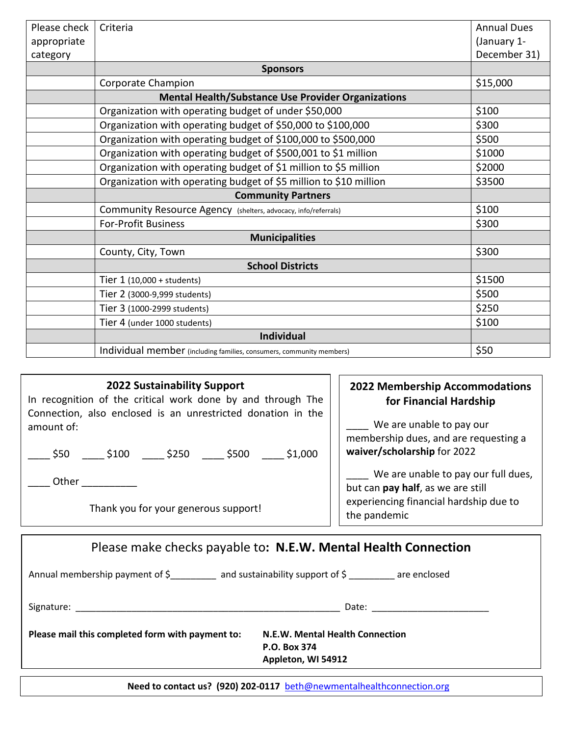| Please check appropriate category | Criteria | Annual Dues (January 1-December 31) |
|---|---|---|
| | **Sponsors** | |
| | Corporate Champion | $15,000 |
| | **Mental Health/Substance Use Provider Organizations** | |
| | Organization with operating budget of under $50,000 | $100 |
| | Organization with operating budget of $50,000 to $100,000 | $300 |
| | Organization with operating budget of $100,000 to $500,000 | $500 |
| | Organization with operating budget of $500,001 to $1 million | $1000 |
| | Organization with operating budget of $1 million to $5 million | $2000 |
| | Organization with operating budget of $5 million to $10 million | $3500 |
| | **Community Partners** | |
| | Community Resource Agency (shelters, advocacy, info/referrals) | $100 |
| | For-Profit Business | $300 |
| | **Municipalities** | |
| | County, City, Town | $300 |
| | **School Districts** | |
| | Tier 1 (10,000 + students) | $1500 |
| | Tier 2 (3000-9,999 students) | $500 |
| | Tier 3 (1000-2999 students) | $250 |
| | Tier 4 (under 1000 students) | $100 |
| | **Individual** | |
| | Individual member (including families, consumers, community members) | $50 |

**2022 Sustainability Support**

In recognition of the critical work done by and through The Connection, also enclosed is an unrestricted donation in the amount of:

____ $50 ____ $100 ____ $250 ____ $500 ____ $1,000

____ Other __________

Thank you for your generous support!

**2022 Membership Accommodations for Financial Hardship**

____ We are unable to pay our membership dues, and are requesting a **waiver/scholarship** for 2022

____ We are unable to pay our full dues, but can **pay half**, as we are still experiencing financial hardship due to the pandemic

Please make checks payable to**: N.E.W. Mental Health Connection**

Annual membership payment of $_________ and sustainability support of $ _________ are enclosed

Signature: ______________________________________________________ Date: ________________________

**Please mail this completed form with payment to:**

**N.E.W. Mental Health Connection**
**P.O. Box 374**
**Appleton, WI 54912**

**Need to contact us? (920) 202-0117** beth@newmentalhealthconnection.org